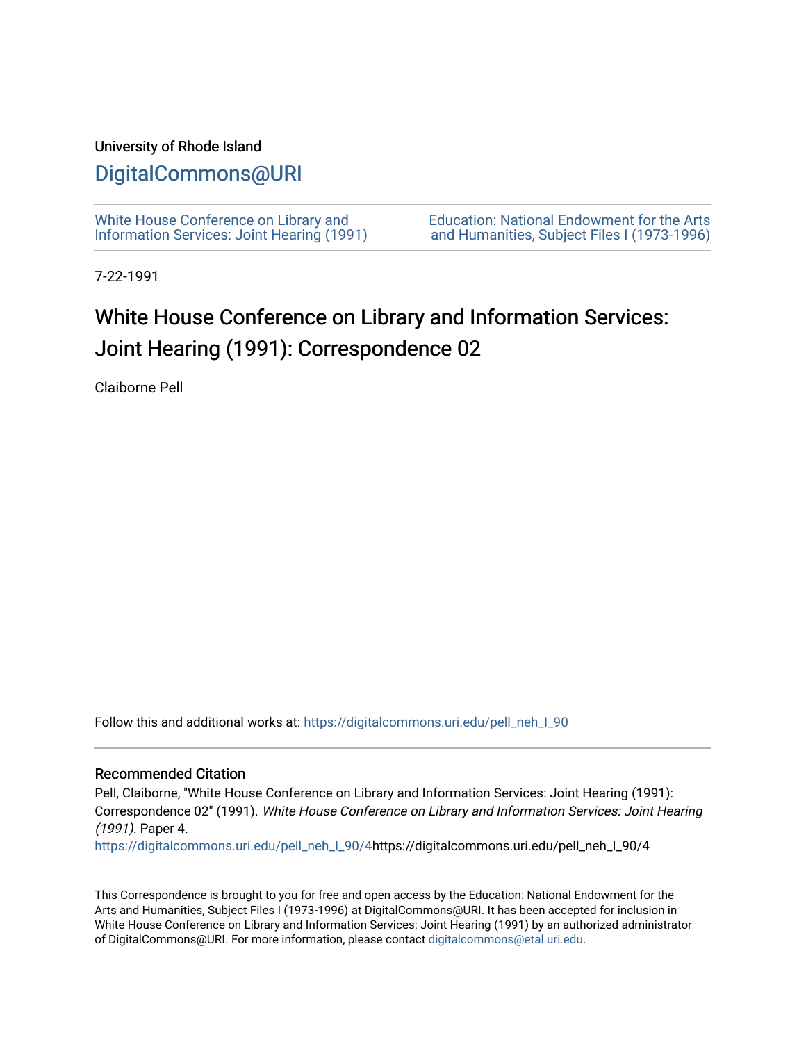University of Rhode Island

# DigitalCommons@URI

White House Conference on Library and Information Services: Joint Hearing (1991)

Education: National Endowment for the Arts and Humanities, Subject Files I (1973-1996)

7-22-1991

# White House Conference on Library and Information Services: Joint Hearing (1991): Correspondence 02

Claiborne Pell

Follow this and additional works at: https://digitalcommons.uri.edu/pell_neh_I_90

## Recommended Citation

Pell, Claiborne, "White House Conference on Library and Information Services: Joint Hearing (1991): Correspondence 02" (1991). *White House Conference on Library and Information Services: Joint Hearing (1991).* Paper 4.
https://digitalcommons.uri.edu/pell_neh_I_90/4https://digitalcommons.uri.edu/pell_neh_I_90/4

This Correspondence is brought to you for free and open access by the Education: National Endowment for the Arts and Humanities, Subject Files I (1973-1996) at DigitalCommons@URI. It has been accepted for inclusion in White House Conference on Library and Information Services: Joint Hearing (1991) by an authorized administrator of DigitalCommons@URI. For more information, please contact digitalcommons@etal.uri.edu.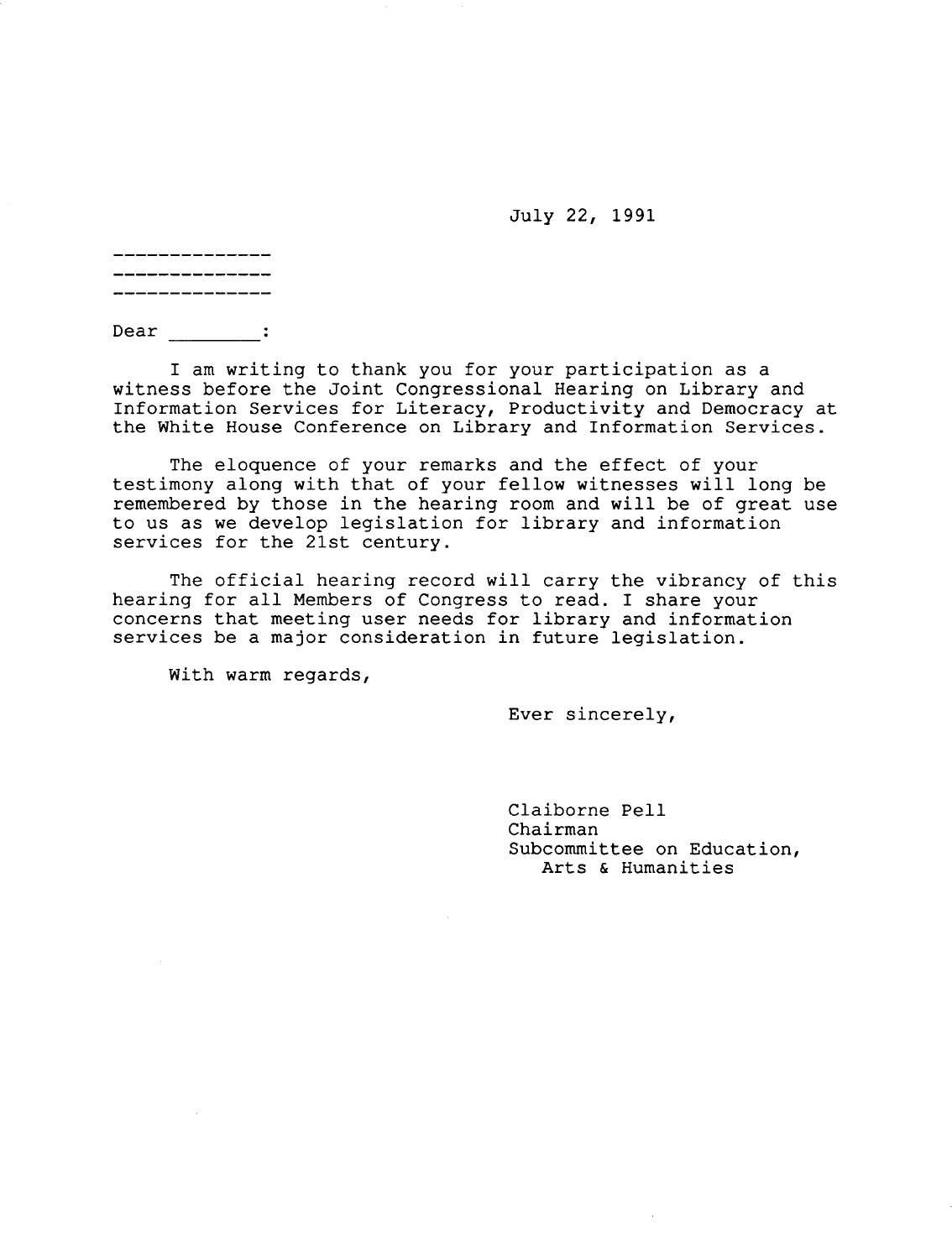July 22, 1991

--------------
--------------
--------------

Dear ________:

I am writing to thank you for your participation as a witness before the Joint Congressional Hearing on Library and Information Services for Literacy, Productivity and Democracy at the White House Conference on Library and Information Services.

The eloquence of your remarks and the effect of your testimony along with that of your fellow witnesses will long be remembered by those in the hearing room and will be of great use to us as we develop legislation for library and information services for the 21st century.

The official hearing record will carry the vibrancy of this hearing for all Members of Congress to read. I share your concerns that meeting user needs for library and information services be a major consideration in future legislation.

With warm regards,

Ever sincerely,

Claiborne Pell
Chairman
Subcommittee on Education, Arts & Humanities